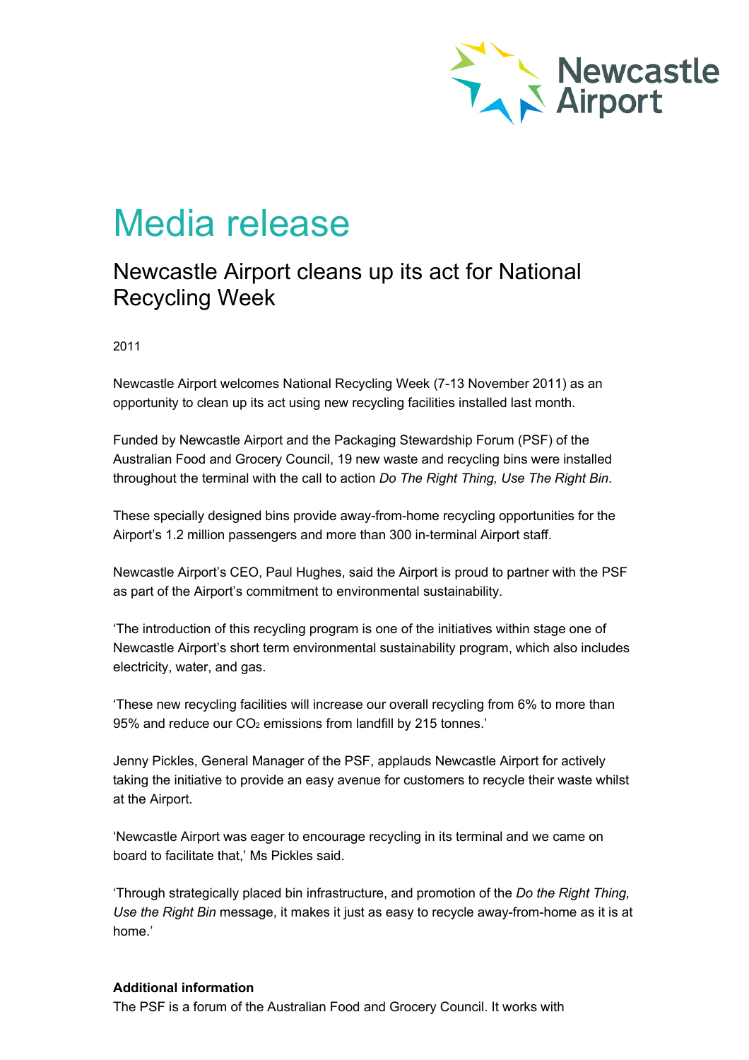Newcastle Airport

# Media release

## Newcastle Airport cleans up its act for National Recycling Week

2011

Newcastle Airport welcomes National Recycling Week (7-13 November 2011) as an opportunity to clean up its act using new recycling facilities installed last month.

Funded by Newcastle Airport and the Packaging Stewardship Forum (PSF) of the Australian Food and Grocery Council, 19 new waste and recycling bins were installed throughout the terminal with the call to action *Do The Right Thing, Use The Right Bin*.

These specially designed bins provide away-from-home recycling opportunities for the Airport's 1.2 million passengers and more than 300 in-terminal Airport staff.

Newcastle Airport's CEO, Paul Hughes, said the Airport is proud to partner with the PSF as part of the Airport's commitment to environmental sustainability.

'The introduction of this recycling program is one of the initiatives within stage one of Newcastle Airport's short term environmental sustainability program, which also includes electricity, water, and gas.

'These new recycling facilities will increase our overall recycling from 6% to more than 95% and reduce our $CO_2$ emissions from landfill by 215 tonnes.'

Jenny Pickles, General Manager of the PSF, applauds Newcastle Airport for actively taking the initiative to provide an easy avenue for customers to recycle their waste whilst at the Airport.

'Newcastle Airport was eager to encourage recycling in its terminal and we came on board to facilitate that,' Ms Pickles said.

'Through strategically placed bin infrastructure, and promotion of the *Do the Right Thing, Use the Right Bin* message, it makes it just as easy to recycle away-from-home as it is at home.'

**Additional information**

The PSF is a forum of the Australian Food and Grocery Council. It works with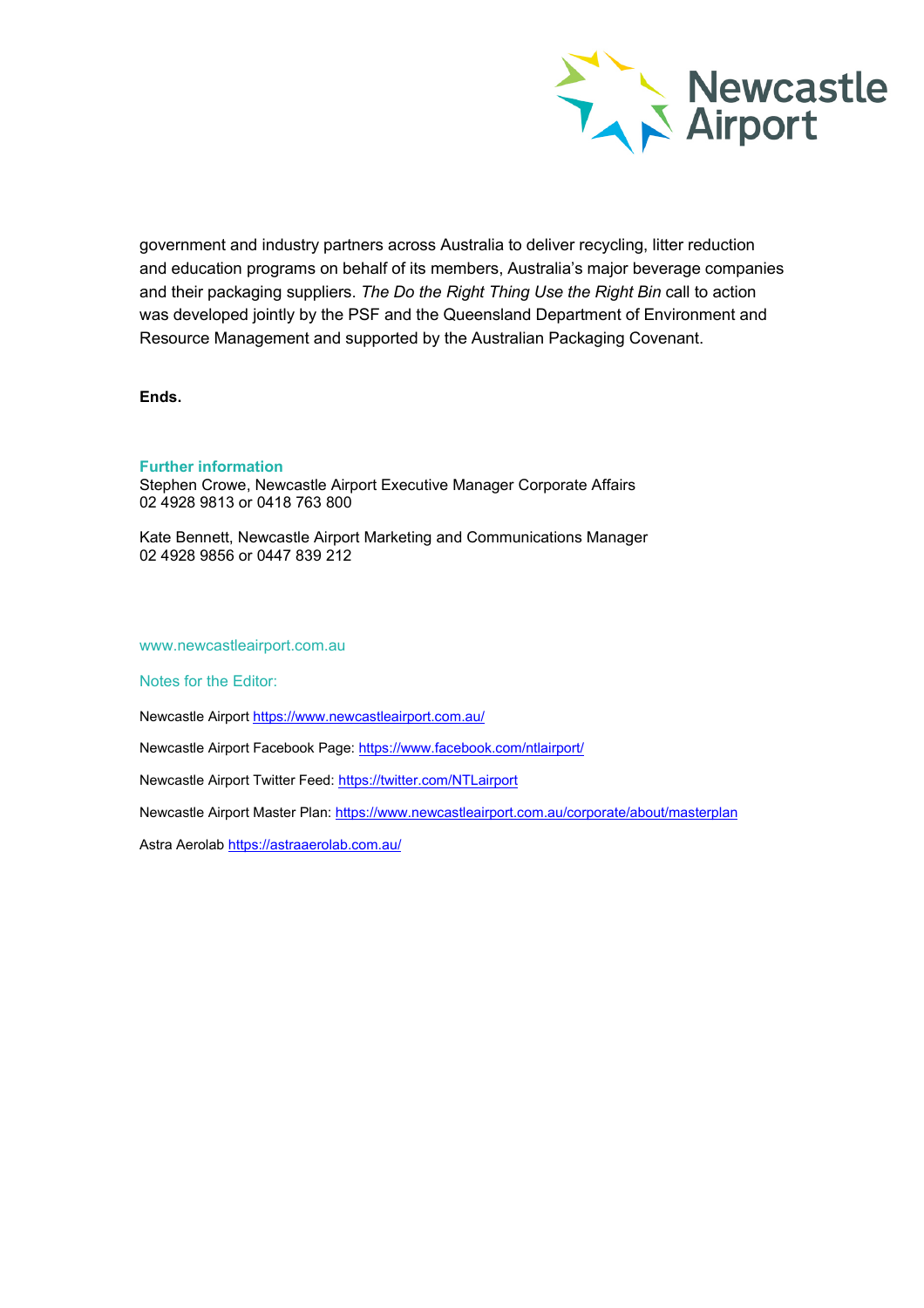government and industry partners across Australia to deliver recycling, litter reduction and education programs on behalf of its members, Australia's major beverage companies and their packaging suppliers. *The Do the Right Thing Use the Right Bin* call to action was developed jointly by the PSF and the Queensland Department of Environment and Resource Management and supported by the Australian Packaging Covenant.

**Ends.**

**Further information**
Stephen Crowe, Newcastle Airport Executive Manager Corporate Affairs
02 4928 9813 or 0418 763 800

Kate Bennett, Newcastle Airport Marketing and Communications Manager
02 4928 9856 or 0447 839 212

www.newcastleairport.com.au

Notes for the Editor:

Newcastle Airport https://www.newcastleairport.com.au/

Newcastle Airport Facebook Page: https://www.facebook.com/ntlairport/

Newcastle Airport Twitter Feed: https://twitter.com/NTLairport

Newcastle Airport Master Plan: https://www.newcastleairport.com.au/corporate/about/masterplan

Astra Aerolab https://astraaerolab.com.au/